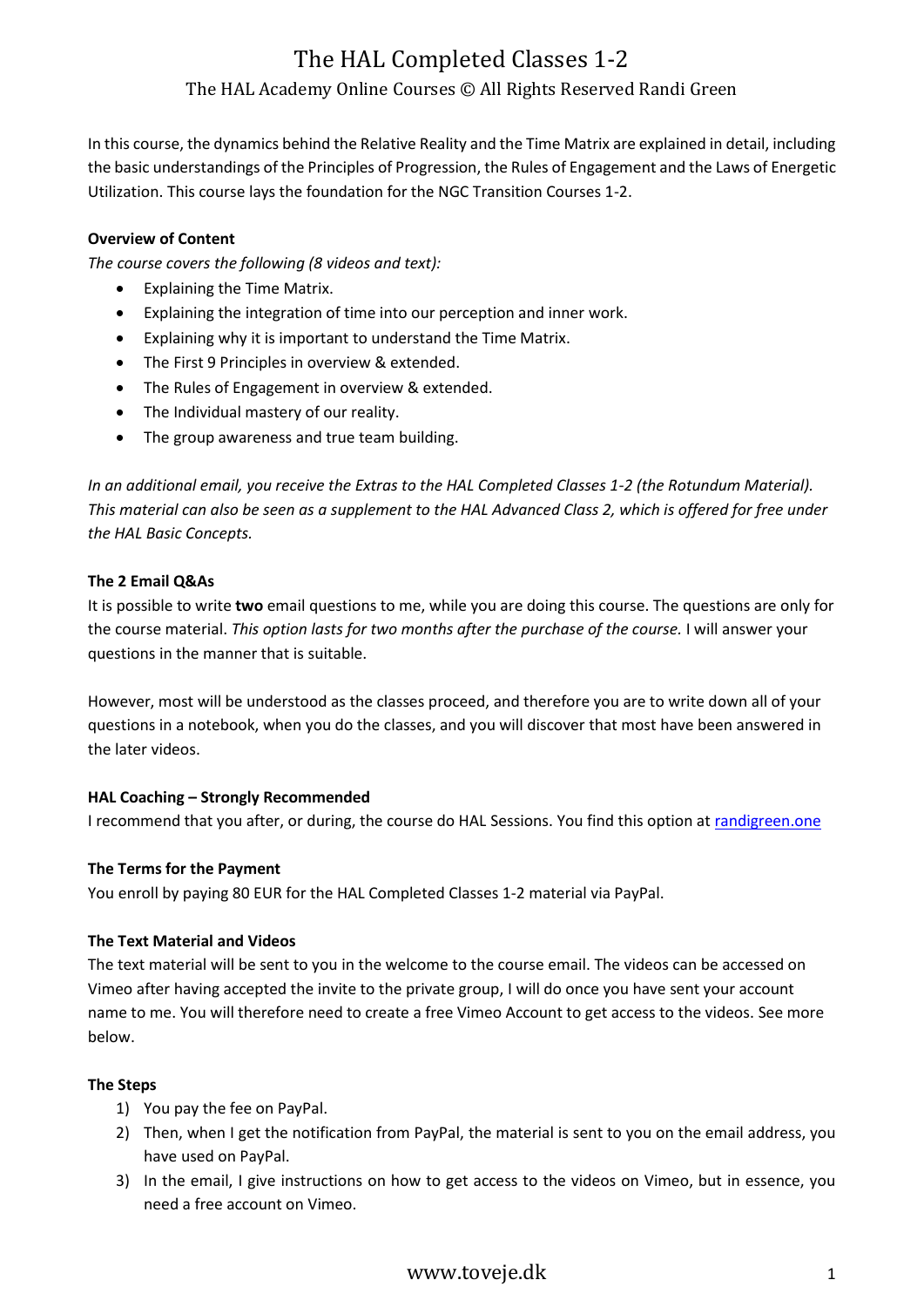# The HAL Completed Classes 1-2

## The HAL Academy Online Courses © All Rights Reserved Randi Green

In this course, the dynamics behind the Relative Reality and the Time Matrix are explained in detail, including the basic understandings of the Principles of Progression, the Rules of Engagement and the Laws of Energetic Utilization. This course lays the foundation for the NGC Transition Courses 1-2.

**Overview of Content**

*The course covers the following (8 videos and text):*

- Explaining the Time Matrix.
- Explaining the integration of time into our perception and inner work.
- Explaining why it is important to understand the Time Matrix.
- The First 9 Principles in overview & extended.
- The Rules of Engagement in overview & extended.
- The Individual mastery of our reality.
- The group awareness and true team building.

*In an additional email, you receive the Extras to the HAL Completed Classes 1-2 (the Rotundum Material). This material can also be seen as a supplement to the HAL Advanced Class 2, which is offered for free under the HAL Basic Concepts.*

**The 2 Email Q&As**

It is possible to write **two** email questions to me, while you are doing this course. The questions are only for the course material. *This option lasts for two months after the purchase of the course.* I will answer your questions in the manner that is suitable.

However, most will be understood as the classes proceed, and therefore you are to write down all of your questions in a notebook, when you do the classes, and you will discover that most have been answered in the later videos.

**HAL Coaching – Strongly Recommended**

I recommend that you after, or during, the course do HAL Sessions. You find this option at [randigreen.one](randigreen.one)

**The Terms for the Payment**

You enroll by paying 80 EUR for the HAL Completed Classes 1-2 material via PayPal.

**The Text Material and Videos**

The text material will be sent to you in the welcome to the course email. The videos can be accessed on Vimeo after having accepted the invite to the private group, I will do once you have sent your account name to me. You will therefore need to create a free Vimeo Account to get access to the videos. See more below.

**The Steps**

1) You pay the fee on PayPal.
2) Then, when I get the notification from PayPal, the material is sent to you on the email address, you have used on PayPal.
3) In the email, I give instructions on how to get access to the videos on Vimeo, but in essence, you need a free account on Vimeo.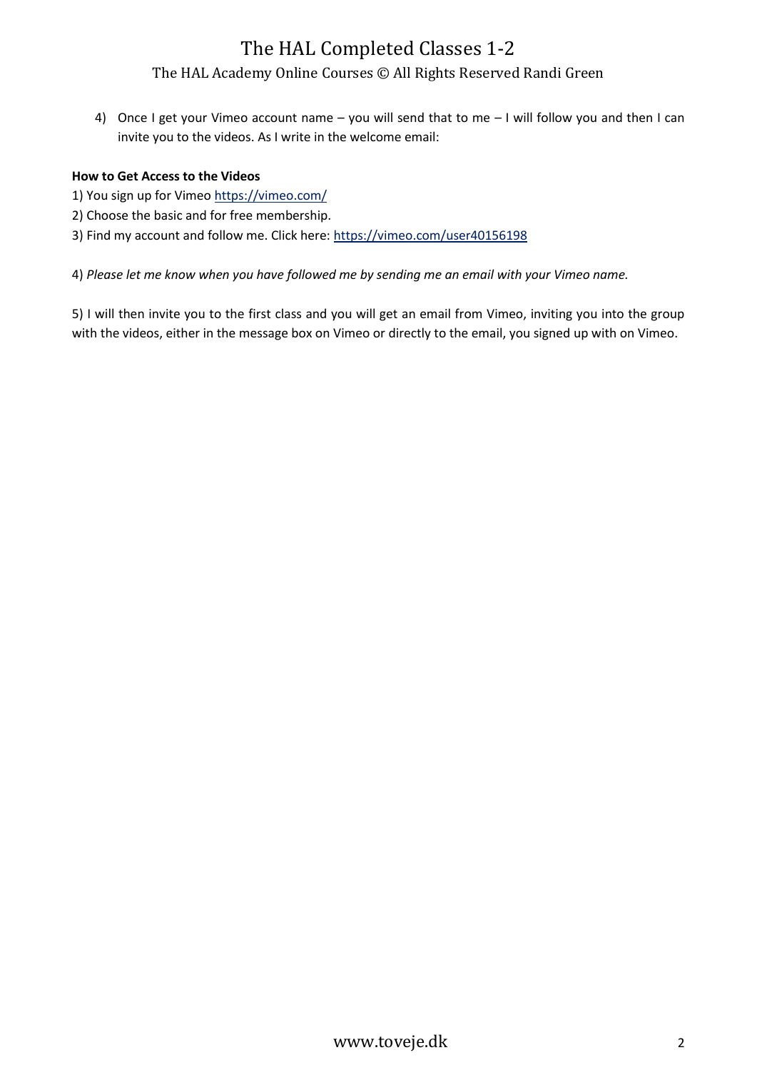4) Once I get your Vimeo account name – you will send that to me – I will follow you and then I can invite you to the videos. As I write in the welcome email:

**How to Get Access to the Videos**

1) You sign up for Vimeo https://vimeo.com/
2) Choose the basic and for free membership.
3) Find my account and follow me. Click here: https://vimeo.com/user40156198

4) *Please let me know when you have followed me by sending me an email with your Vimeo name.*

5) I will then invite you to the first class and you will get an email from Vimeo, inviting you into the group with the videos, either in the message box on Vimeo or directly to the email, you signed up with on Vimeo.